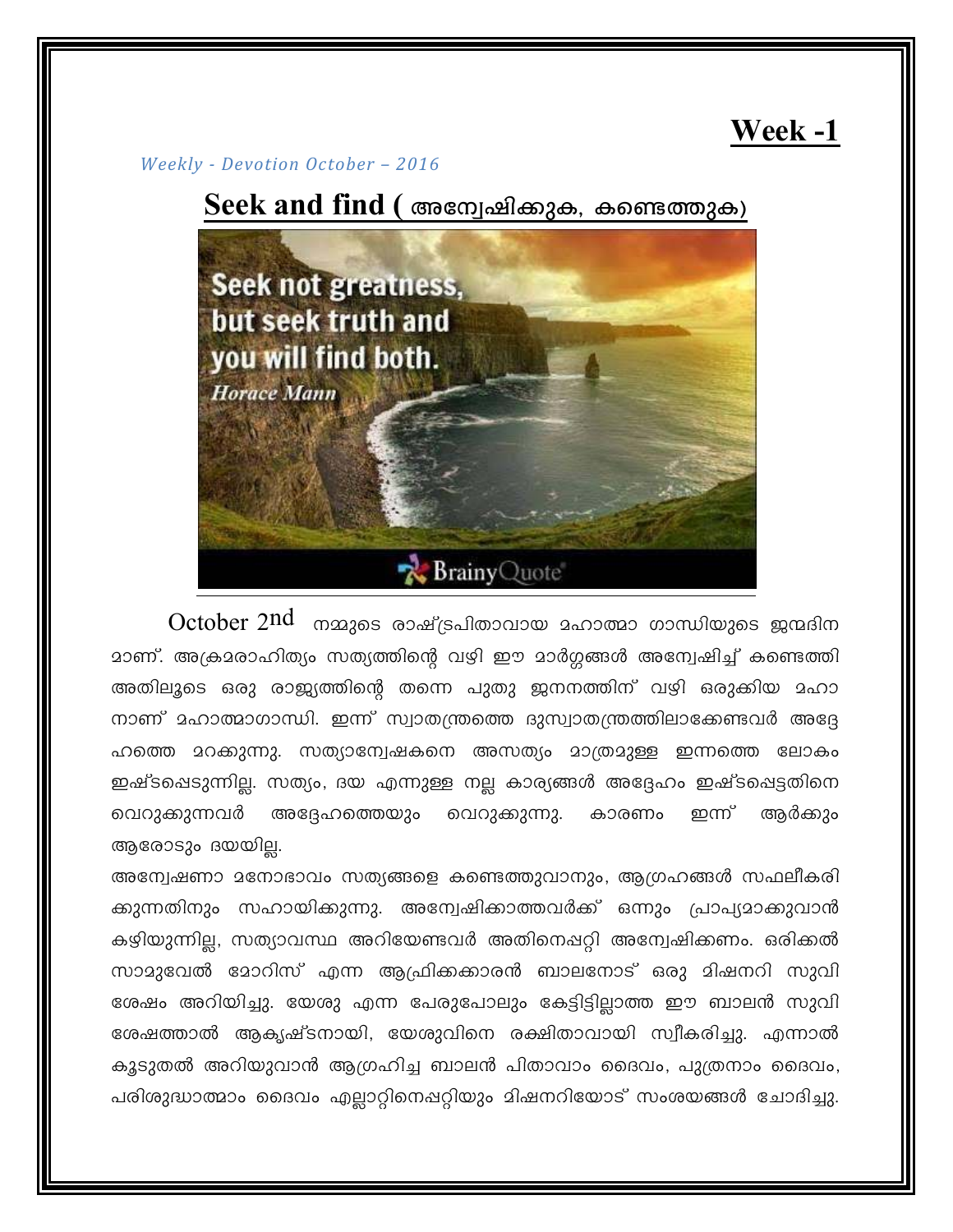# Week -1

*Weekly - Devotion October – 2016*

## Seek and find ( അന്വേഷിക്കുക, കണ്ടെത്തുക)

October 2nd നമ്മുടെ രാഷ്ട്രപിതാവായ മഹാത്മാ ഗാന്ധിയുടെ ജന്മദിനമാണ്. അക്രമരാഹിത്യം സത്യത്തിന്റെ വഴി ഈ മാർഗ്ഗങ്ങൾ അന്വേഷിച്ച് കണ്ടെത്തി അതിലൂടെ ഒരു രാജ്യത്തിന്റെ തന്നെ പുതു ജനനത്തിന് വഴി ഒരുക്കിയ മഹാനാണ് മഹാത്മാഗാന്ധി. ഇന്ന് സ്വാതന്ത്രത്തെ ദുസ്വാതന്ത്രത്തിലാക്കേണ്ടവർ അദ്ദേഹത്തെ മറക്കുന്നു. സത്യാന്വേഷകനെ അസത്യം മാത്രമുള്ള ഇന്നത്തെ ലോകം ഇഷ്ടപ്പെടുന്നില്ല. സത്യം, ദയ എന്നുള്ള നല്ല കാര്യങ്ങൾ അദ്ദേഹം ഇഷ്ടപ്പെട്ടതിനെ വെറുക്കുന്നവർ അദ്ദേഹത്തെയും വെറുക്കുന്നു. കാരണം ഇന്ന് ആർക്കും ആരോടും ദയയില്ല.

അന്വേഷണാ മനോഭാവം സത്യങ്ങളെ കണ്ടെത്തുവാനും, ആഗ്രഹങ്ങൾ സഫലീകരിക്കുന്നതിനും സഹായിക്കുന്നു. അന്വേഷിക്കാത്തവർക്ക് ഒന്നും പ്രാപ്യമാക്കുവാൻ കഴിയുന്നില്ല, സത്യാവസ്ഥ അറിയേണ്ടവർ അതിനെപ്പറ്റി അന്വേഷിക്കണം. ഒരിക്കൽ സാമുവേൽ മോറിസ് എന്ന ആഫ്രിക്കക്കാരൻ ബാലനോട് ഒരു മിഷനറി സുവിശേഷം അറിയിച്ചു. യേശു എന്ന പേരുപോലും കേട്ടിട്ടില്ലാത്ത ഈ ബാലൻ സുവിശേഷത്താൽ ആകൃഷ്ടനായി, യേശുവിനെ രക്ഷിതാവായി സ്വീകരിച്ചു. എന്നാൽ കൂടുതൽ അറിയുവാൻ ആഗ്രഹിച്ച ബാലൻ പിതാവാം ദൈവം, പുത്രനാം ദൈവം, പരിശുദ്ധാത്മാം ദൈവം എല്ലാറ്റിനെപ്പറ്റിയും മിഷനറിയോട് സംശയങ്ങൾ ചോദിച്ചു.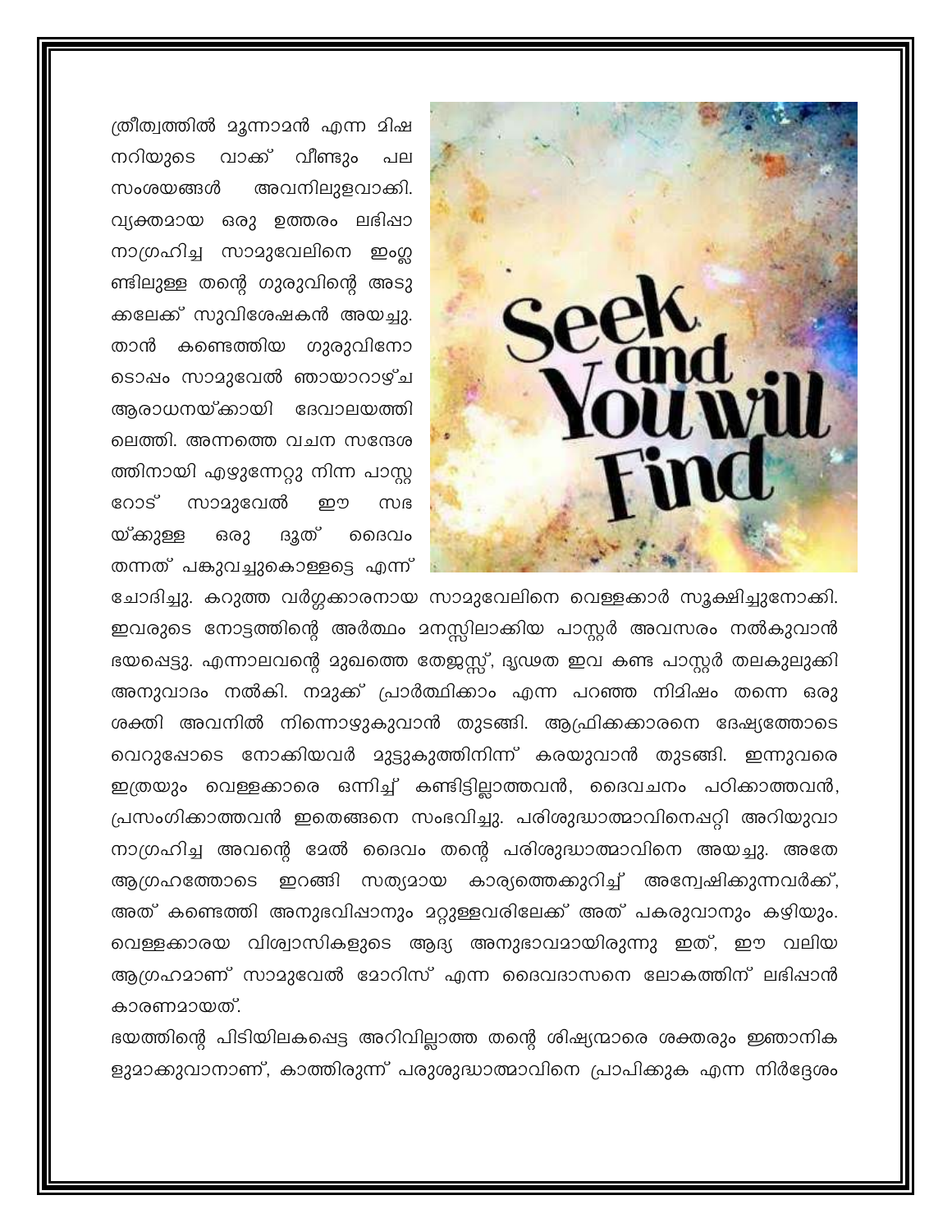ത്രീത്വത്തിൽ മൂന്നാമൻ എന്ന മിഷനറിയുടെ വാക്ക് വീണ്ടും പല സംശയങ്ങൾ അവനിലുളവാക്കി. വ്യക്തമായ ഒരു ഉത്തരം ലഭിപ്പാനാഗ്രഹിച്ച സാമുവേലിനെ ഇംഗ്ലണ്ടിലുള്ള തന്റെ ഗുരുവിന്റെ അടുക്കലേക്ക് സുവിശേഷകൻ അയച്ചു. താൻ കണ്ടെത്തിയ ഗുരുവിനോടൊപ്പം സാമുവേൽ ഞായാറാഴ്ച ആരാധനയ്ക്കായി ദേവാലയത്തിലെത്തി. അന്നത്തെ വചന സന്ദേശത്തിനായി എഴുന്നേറ്റു നിന്ന പാസ്റ്ററോട് സാമുവേൽ ഈ സഭയ്ക്കുള്ള ഒരു ദൂത് ദൈവം തന്നത് പങ്കുവച്ചുകൊള്ളട്ടെ എന്ന് ചോദിച്ചു. കറുത്ത വർഗ്ഗക്കാരനായ സാമുവേലിനെ വെള്ളക്കാർ സൂക്ഷിച്ചുനോക്കി. ഇവരുടെ നോട്ടത്തിന്റെ അർത്ഥം മനസ്സിലാക്കിയ പാസ്റ്റർ അവസരം നൽകുവാൻ ഭയപ്പെട്ടു. എന്നാലവന്റെ മുഖത്തെ തേജസ്സ്, ദൃഢത ഇവ കണ്ട പാസ്റ്റർ തലകുലുക്കി അനുവാദം നൽകി. നമുക്ക് പ്രാർത്ഥിക്കാം എന്ന പറഞ്ഞ നിമിഷം തന്നെ ഒരു ശക്തി അവനിൽ നിന്നൊഴുകുവാൻ തുടങ്ങി. ആഫ്രിക്കക്കാരനെ ദേഷ്യത്തോടെ വെറുപ്പോടെ നോക്കിയവർ മുട്ടുകുത്തിനിന്ന് കരയുവാൻ തുടങ്ങി. ഇന്നുവരെ ഇത്രയും വെള്ളക്കാരെ ഒന്നിച്ച് കണ്ടിട്ടില്ലാത്തവൻ, ദൈവചനം പഠിക്കാത്തവൻ, പ്രസംഗിക്കാത്തവൻ ഇതെങ്ങനെ സംഭവിച്ചു. പരിശുദ്ധാത്മാവിനെപ്പറ്റി അറിയുവാനാഗ്രഹിച്ച അവന്റെ മേൽ ദൈവം തന്റെ പരിശുദ്ധാത്മാവിനെ അയച്ചു. അതേ ആഗ്രഹത്തോടെ ഇറങ്ങി സത്യമായ കാര്യത്തെക്കുറിച്ച് അന്വേഷിക്കുന്നവർക്ക്, അത് കണ്ടെത്തി അനുഭവിപ്പാനും മറ്റുള്ളവരിലേക്ക് അത് പകരുവാനും കഴിയും. വെള്ളക്കാരയ വിശ്വാസികളുടെ ആദ്യ അനുഭാവമായിരുന്നു ഇത്, ഈ വലിയ ആഗ്രഹമാണ് സാമുവേൽ മോറിസ് എന്ന ദൈവദാസനെ ലോകത്തിന് ലഭിപ്പാൻ കാരണമായത്.

ഭയത്തിന്റെ പിടിയിലകപ്പെട്ട അറിവില്ലാത്ത തന്റെ ശിഷ്യന്മാരെ ശക്തരും ജ്ഞാനികളുമാക്കുവാനാണ്, കാത്തിരുന്ന് പരുശുദ്ധാത്മാവിനെ പ്രാപിക്കുക എന്ന നിർദ്ദേശം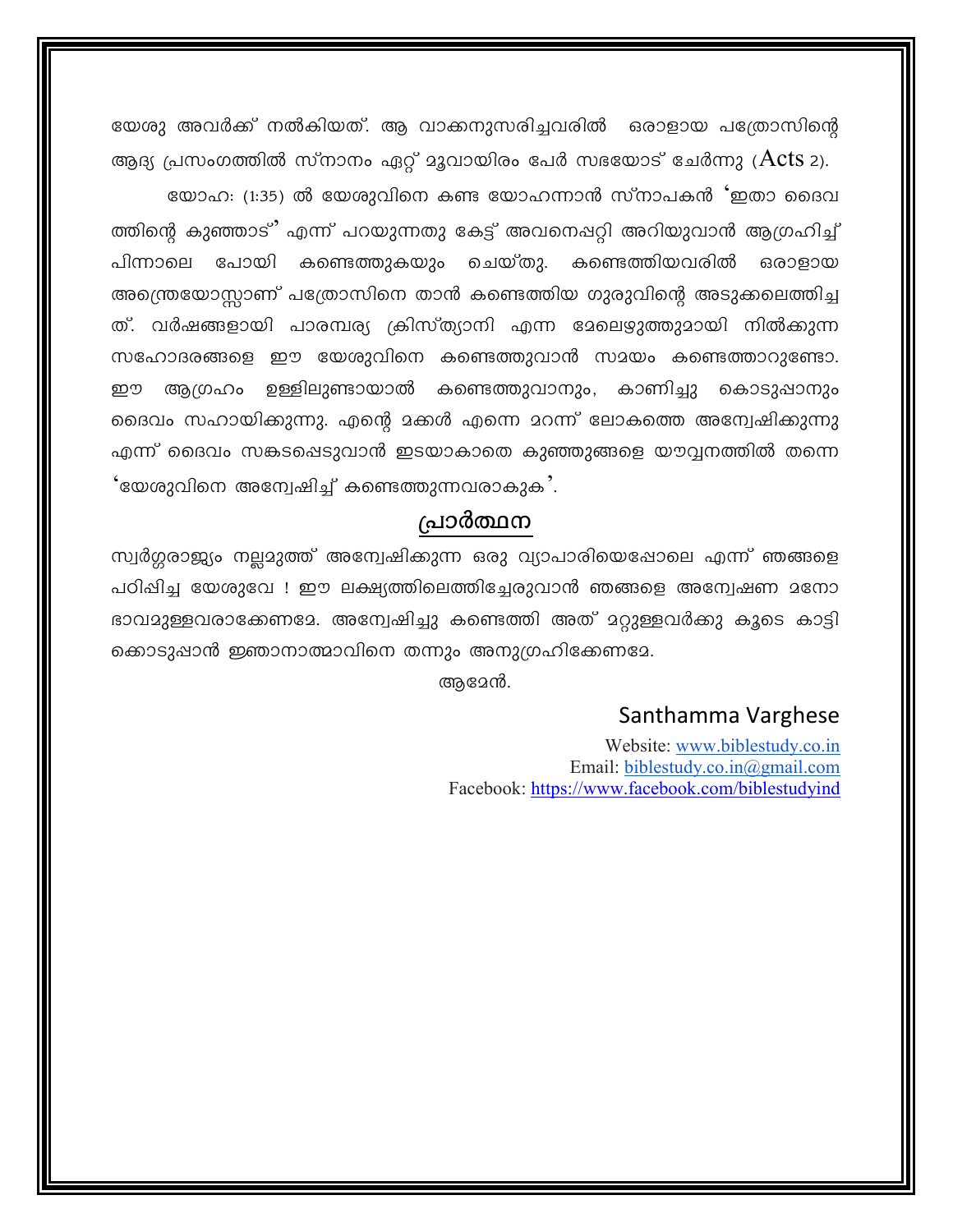യേശു അവർക്ക് നൽകിയത്. ആ വാക്കനുസരിച്ചവരിൽ ഒരാളായ പത്രോസിന്റെ ആദ്യ പ്രസംഗത്തിൽ സ്നാനം ഏറ്റ് മൂവായിരം പേർ സഭയോട് ചേർന്നു (Acts 2).

യോഹ: (1:35) ൽ യേശുവിനെ കണ്ട യോഹന്നാൻ സ്നാപകൻ 'ഇതാ ദൈവത്തിന്റെ കുഞ്ഞാട്" എന്ന് പറയുന്നതു കേട്ട് അവനെപ്പറ്റി അറിയുവാൻ ആഗ്രഹിച്ച് പിന്നാലെ പോയി കണ്ടെത്തുകയും ചെയ്തു. കണ്ടെത്തിയവരിൽ ഒരാളായ അന്ത്രെയോസ്സാണ് പത്രോസിനെ താൻ കണ്ടെത്തിയ ഗുരുവിന്റെ അടുക്കലെത്തിച്ചത്. വർഷങ്ങളായി പാരമ്പര്യ ക്രിസ്ത്യാനി എന്ന മേലെഴുത്തുമായി നിൽക്കുന്ന സഹോദരങ്ങളെ ഈ യേശുവിനെ കണ്ടെത്തുവാൻ സമയം കണ്ടെത്താറുണ്ടോ. ഈ ആഗ്രഹം ഉള്ളിലുണ്ടായാൽ കണ്ടെത്തുവാനും, കാണിച്ചു കൊടുപ്പാനും ദൈവം സഹായിക്കുന്നു. എന്റെ മക്കൾ എന്നെ മറന്ന് ലോകത്തെ അന്വേഷിക്കുന്നു എന്ന് ദൈവം സങ്കടപ്പെടുവാൻ ഇടയാകാതെ കുഞ്ഞുങ്ങളെ യൗവ്വനത്തിൽ തന്നെ 'യേശുവിനെ അന്വേഷിച്ച് കണ്ടെത്തുന്നവരാകുക'.

## പ്രാർത്ഥന

സ്വർഗ്ഗരാജ്യം നല്ലമുത്ത് അന്വേഷിക്കുന്ന ഒരു വ്യാപാരിയെപ്പോലെ എന്ന് ഞങ്ങളെ പഠിപ്പിച്ച യേശുവേ ! ഈ ലക്ഷ്യത്തിലെത്തിച്ചേരുവാൻ ഞങ്ങളെ അന്വേഷണ മനോഭാവമുള്ളവരാക്കേണമേ. അന്വേഷിച്ചു കണ്ടെത്തി അത് മറ്റുള്ളവർക്കു കൂടെ കാട്ടിക്കൊടുപ്പാൻ ജ്ഞാനാത്മാവിനെ തന്നും അനുഗ്രഹിക്കേണമേ.

ആമേൻ.

Santhamma Varghese

Website: www.biblestudy.co.in
Email: biblestudy.co.in@gmail.com
Facebook: https://www.facebook.com/biblestudyind